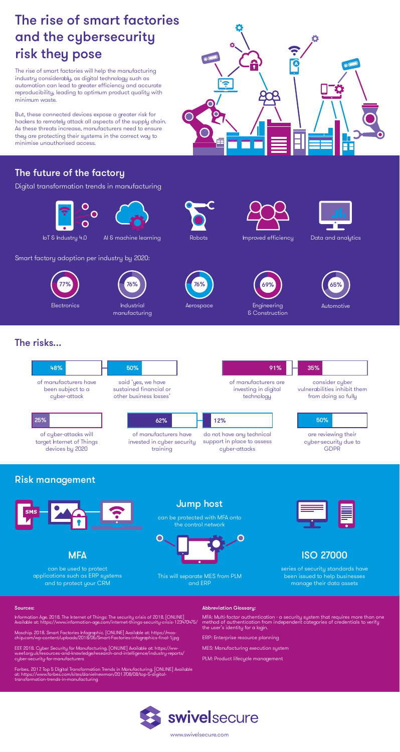# The rise of smart factories and the cybersecurity risk they pose

The rise of smart factories will help the manufacturing industry considerably, as digital technology such as automation can lead to greater efficiency and accurate reproducibility, leading to optimum product quality with minimum waste.

But, these connected devices expose a greater risk for hackers to remotely attack all aspects of the supply chain. As these threats increase, manufacturers need to ensure they are protecting their systems in the correct way to minimise unauthorised access.

## The future of the factory

Digital transformation trends in manufacturing

- IoT & Industry 4.0
- AI & machine learning
- Robots
- Improved efficiency
- Data and analytics

Smart factory adoption per industry by 2020:

- 77% Electronics
- 76% Industrial manufacturing
- 76% Aerospace
- 69% Engineering & Construction
- 65% Automotive

## The risks...

- **48%** of manufacturers have been subject to a cyber-attack
- **50%** said 'yes, we have sustained financial or other business losses'
- **91%** of manufacturers are investing in digital technology
- **35%** consider cyber vulnerabilities inhibit them from doing so fully
- **25%** of cyber-attacks will target Internet of Things devices by 2020
- **62%** of manufacturers have invested in cyber security training
- **12%** do not have any technical support in place to assess cyber-attacks
- **50%** are reviewing their cyber-security due to GDPR

## Risk management

### MFA

can be used to protect applications such as ERP systems and to protect your CRM

### Jump host

can be protected with MFA onto the control network

This will separate MES from PLM and ERP

### ISO 27000

series of security standards have been issued to help businesses manage their data assets

**Sources:**

Information Age. 2018. The Internet of Things: The security crisis of 2018. [ONLINE] Available at: https://www.information-age.com/internet-things-security-crisis-123470475/

Moschip. 2018. Smart Factories Infographic. [ONLINE] Available at: https://moschip.com/wp-content/uploads/2018/05/Smart-Factories-infographics-final-1.jpg

EEF 2018. Cyber Security for Manufacturing. [ONLINE] Available at: https://www.eef.org.uk/resources-and-knowledge/research-and-intelligence/industry-reports/cyber-security-for-manufacturers

Forbes. 2017. Top 5 Digital Transformation Trends in Manufacturing. [ONLINE] Available at: https://www.forbes.com/sites/danielnewman/2017/08/08/top-5-digital-transformation-trends-in-manufacturing

**Abbreviation Glossary:**

MFA: Multi-factor authentication - a security system that requires more than one method of authentication from independent categories of credentials to verify the user's identity for a login.

ERP: Enterprise resource planning

MES: Manufacturing execution system

PLM: Product lifecycle management

swivelsecure

www.swivelsecure.com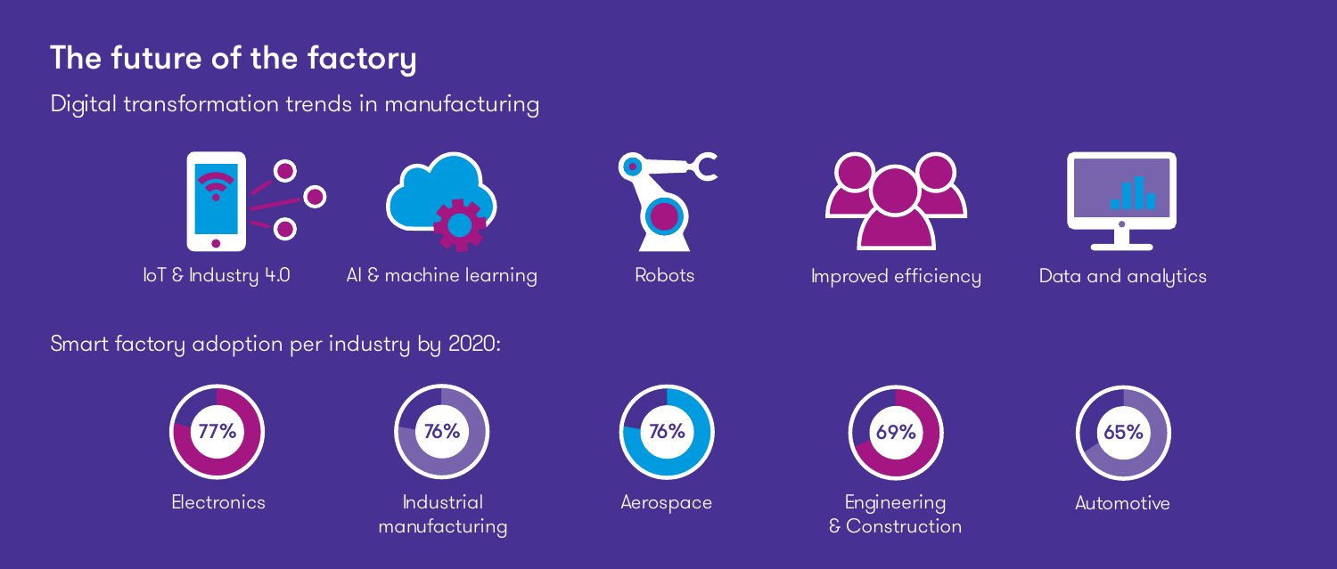# The future of the factory

Digital transformation trends in manufacturing

- IoT & Industry 4.0
- AI & machine learning
- Robots
- Improved efficiency
- Data and analytics

Smart factory adoption per industry by 2020:

| Industry | Adoption |
| --- | --- |
| Electronics | 77% |
| Industrial manufacturing | 76% |
| Aerospace | 76% |
| Engineering & Construction | 69% |
| Automotive | 65% |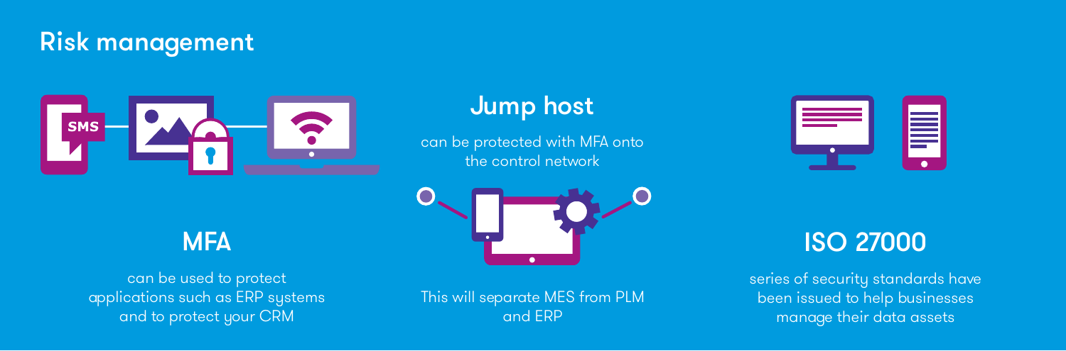## Risk management

### MFA

can be used to protect applications such as ERP systems and to protect your CRM

### Jump host

can be protected with MFA onto the control network

This will separate MES from PLM and ERP

### ISO 27000

series of security standards have been issued to help businesses manage their data assets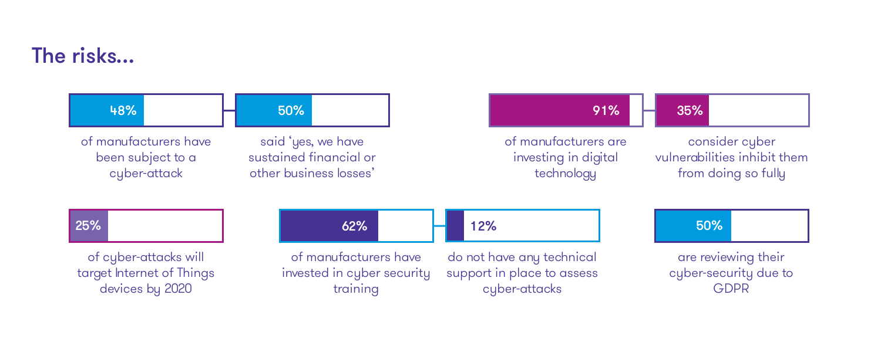## The risks...

48%

of manufacturers have been subject to a cyber-attack

50%

said 'yes, we have sustained financial or other business losses'

91%

of manufacturers are investing in digital technology

35%

consider cyber vulnerabilities inhibit them from doing so fully

25%

of cyber-attacks will target Internet of Things devices by 2020

62%

of manufacturers have invested in cyber security training

12%

do not have any technical support in place to assess cyber-attacks

50%

are reviewing their cyber-security due to GDPR